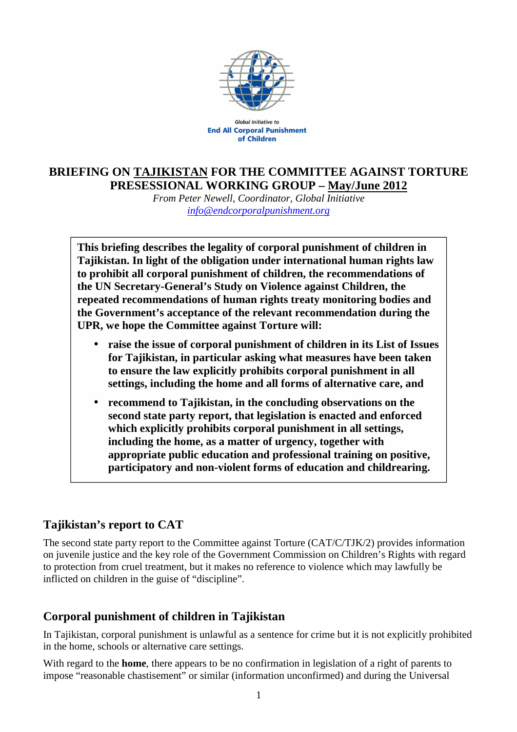Global Initiative to
End All Corporal Punishment
of Children

# BRIEFING ON TAJIKISTAN FOR THE COMMITTEE AGAINST TORTURE PRESESSIONAL WORKING GROUP – May/June 2012

*From Peter Newell, Coordinator, Global Initiative*
*info@endcorporalpunishment.org*

**This briefing describes the legality of corporal punishment of children in Tajikistan. In light of the obligation under international human rights law to prohibit all corporal punishment of children, the recommendations of the UN Secretary-General's Study on Violence against Children, the repeated recommendations of human rights treaty monitoring bodies and the Government's acceptance of the relevant recommendation during the UPR, we hope the Committee against Torture will:**

- **raise the issue of corporal punishment of children in its List of Issues for Tajikistan, in particular asking what measures have been taken to ensure the law explicitly prohibits corporal punishment in all settings, including the home and all forms of alternative care, and**
- **recommend to Tajikistan, in the concluding observations on the second state party report, that legislation is enacted and enforced which explicitly prohibits corporal punishment in all settings, including the home, as a matter of urgency, together with appropriate public education and professional training on positive, participatory and non-violent forms of education and childrearing.**

## Tajikistan's report to CAT

The second state party report to the Committee against Torture (CAT/C/TJK/2) provides information on juvenile justice and the key role of the Government Commission on Children's Rights with regard to protection from cruel treatment, but it makes no reference to violence which may lawfully be inflicted on children in the guise of "discipline".

## Corporal punishment of children in Tajikistan

In Tajikistan, corporal punishment is unlawful as a sentence for crime but it is not explicitly prohibited in the home, schools or alternative care settings.

With regard to the **home**, there appears to be no confirmation in legislation of a right of parents to impose "reasonable chastisement" or similar (information unconfirmed) and during the Universal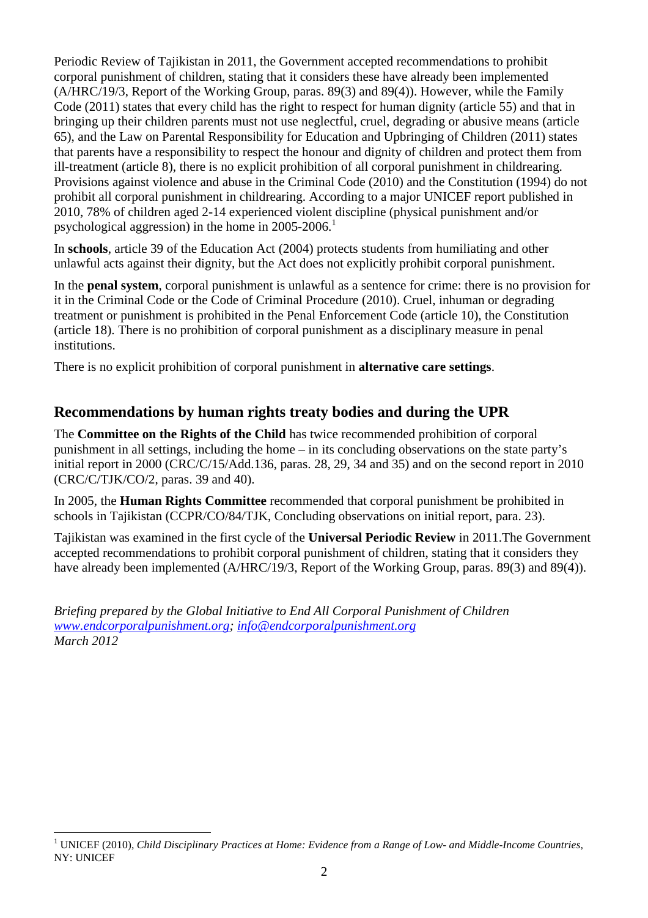Periodic Review of Tajikistan in 2011, the Government accepted recommendations to prohibit corporal punishment of children, stating that it considers these have already been implemented (A/HRC/19/3, Report of the Working Group, paras. 89(3) and 89(4)). However, while the Family Code (2011) states that every child has the right to respect for human dignity (article 55) and that in bringing up their children parents must not use neglectful, cruel, degrading or abusive means (article 65), and the Law on Parental Responsibility for Education and Upbringing of Children (2011) states that parents have a responsibility to respect the honour and dignity of children and protect them from ill-treatment (article 8), there is no explicit prohibition of all corporal punishment in childrearing. Provisions against violence and abuse in the Criminal Code (2010) and the Constitution (1994) do not prohibit all corporal punishment in childrearing. According to a major UNICEF report published in 2010, 78% of children aged 2-14 experienced violent discipline (physical punishment and/or psychological aggression) in the home in 2005-2006.[1]

In **schools**, article 39 of the Education Act (2004) protects students from humiliating and other unlawful acts against their dignity, but the Act does not explicitly prohibit corporal punishment.

In the **penal system**, corporal punishment is unlawful as a sentence for crime: there is no provision for it in the Criminal Code or the Code of Criminal Procedure (2010). Cruel, inhuman or degrading treatment or punishment is prohibited in the Penal Enforcement Code (article 10), the Constitution (article 18). There is no prohibition of corporal punishment as a disciplinary measure in penal institutions.

There is no explicit prohibition of corporal punishment in **alternative care settings**.

## Recommendations by human rights treaty bodies and during the UPR

The **Committee on the Rights of the Child** has twice recommended prohibition of corporal punishment in all settings, including the home – in its concluding observations on the state party's initial report in 2000 (CRC/C/15/Add.136, paras. 28, 29, 34 and 35) and on the second report in 2010 (CRC/C/TJK/CO/2, paras. 39 and 40).

In 2005, the **Human Rights Committee** recommended that corporal punishment be prohibited in schools in Tajikistan (CCPR/CO/84/TJK, Concluding observations on initial report, para. 23).

Tajikistan was examined in the first cycle of the **Universal Periodic Review** in 2011.The Government accepted recommendations to prohibit corporal punishment of children, stating that it considers they have already been implemented (A/HRC/19/3, Report of the Working Group, paras. 89(3) and 89(4)).

*Briefing prepared by the Global Initiative to End All Corporal Punishment of Children*
*www.endcorporalpunishment.org; info@endcorporalpunishment.org*
*March 2012*

---

[1] UNICEF (2010), *Child Disciplinary Practices at Home: Evidence from a Range of Low- and Middle-Income Countries*, NY: UNICEF